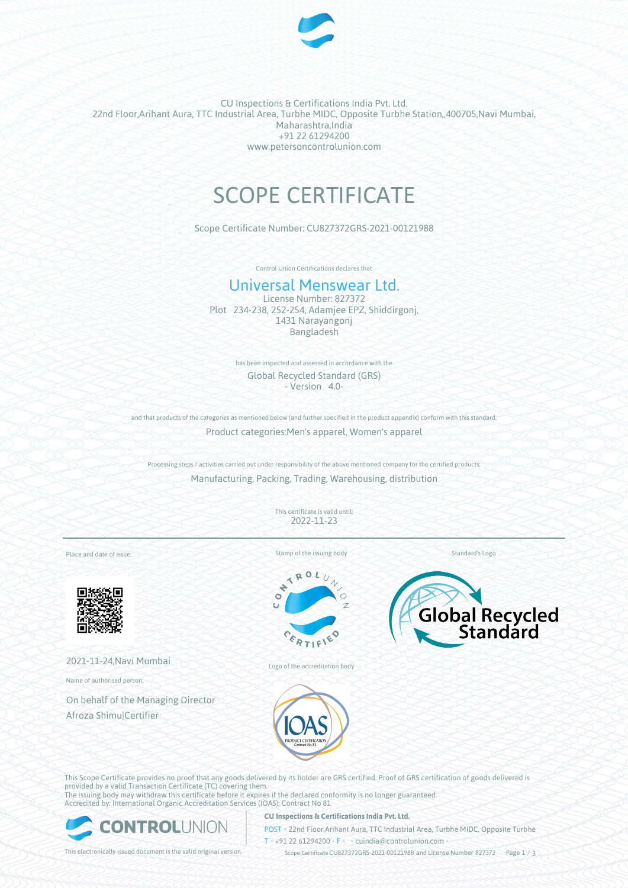CU Inspections & Certifications India Pvt. Ltd.
22nd Floor,Arihant Aura, TTC Industrial Area, Turbhe MIDC, Opposite Turbhe Station,,400705,Navi Mumbai, Maharashtra,India
+91 22 61294200
www.petersoncontrolunion.com

# SCOPE CERTIFICATE

Scope Certificate Number: CU827372GRS-2021-00121988

Control Union Certifications declares that

## Universal Menswear Ltd.

License Number: 827372
Plot 234-238, 252-254, Adamjee EPZ, Shiddirgonj,
1431 Narayangonj
Bangladesh

has been inspected and assessed in accordance with the

Global Recycled Standard (GRS)
- Version 4.0-

and that products of the categories as mentioned below (and further specified in the product appendix) conform with this standard.

Product categories:Men's apparel, Women's apparel

Processing steps / activities carried out under responsibility of the above mentioned company for the certified products:

Manufacturing, Packing, Trading, Warehousing, distribution

This certificate is valid until:
2022-11-23

Place and date of issue:

2021-11-24,Navi Mumbai

Name of authorised person:

On behalf of the Managing Director
Afroza Shimu|Certifier

Stamp of the issuing body

Logo of the accreditation body

Standard's Logo

This Scope Certificate provides no proof that any goods delivered by its holder are GRS certified. Proof of GRS certification of goods delivered is provided by a valid Transaction Certificate (TC) covering them.
The issuing body may withdraw this certificate before it expires if the declared conformity is no longer guaranteed.
Accredited by: International Organic Accreditation Services (IOAS); Contract No 81

This electronically issued document is the valid original version.

**CU Inspections & Certifications India Pvt. Ltd.**
POST • 22nd Floor,Arihant Aura, TTC Industrial Area, Turbhe MIDC, Opposite Turbhe
T • +91 22 61294200 • F • • cuindia@controlunion.com •
Scope Certificate CU827372GRS-2021-00121988 and License Number 827372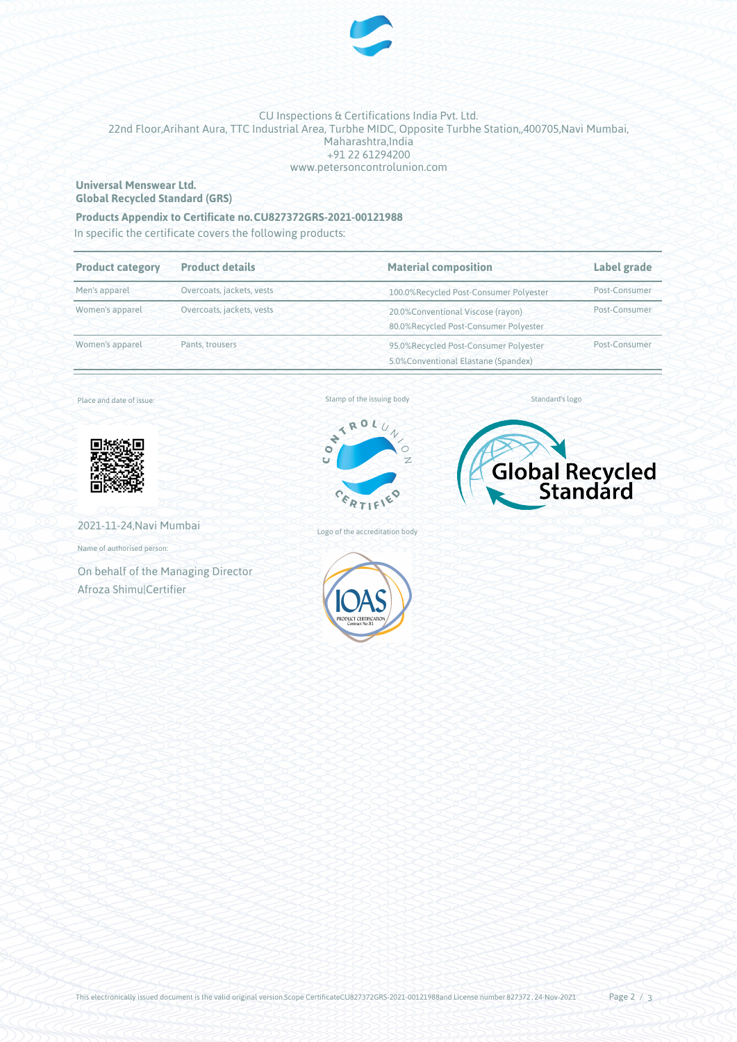CU Inspections & Certifications India Pvt. Ltd.
22nd Floor,Arihant Aura, TTC Industrial Area, Turbhe MIDC, Opposite Turbhe Station,,400705,Navi Mumbai, Maharashtra,India
+91 22 61294200
www.petersoncontrolunion.com

**Universal Menswear Ltd.**
**Global Recycled Standard (GRS)**

**Products Appendix to Certificate no.CU827372GRS-2021-00121988**

In specific the certificate covers the following products:

| Product category | Product details | Material composition | Label grade |
|---|---|---|---|
| Men's apparel | Overcoats, jackets, vests | 100.0%Recycled Post-Consumer Polyester | Post-Consumer |
| Women's apparel | Overcoats, jackets, vests | 20.0%Conventional Viscose (rayon)<br>80.0%Recycled Post-Consumer Polyester | Post-Consumer |
| Women's apparel | Pants, trousers | 95.0%Recycled Post-Consumer Polyester<br>5.0%Conventional Elastane (Spandex) | Post-Consumer |

Place and date of issue:

2021-11-24,Navi Mumbai

Name of authorised person:

On behalf of the Managing Director
Afroza Shimu|Certifier

Stamp of the issuing body

Standard's logo

Logo of the accreditation body

This electronically issued document is the valid original version.Scope CertificateCU827372GRS-2021-00121988and License number 827372 , 24-Nov-2021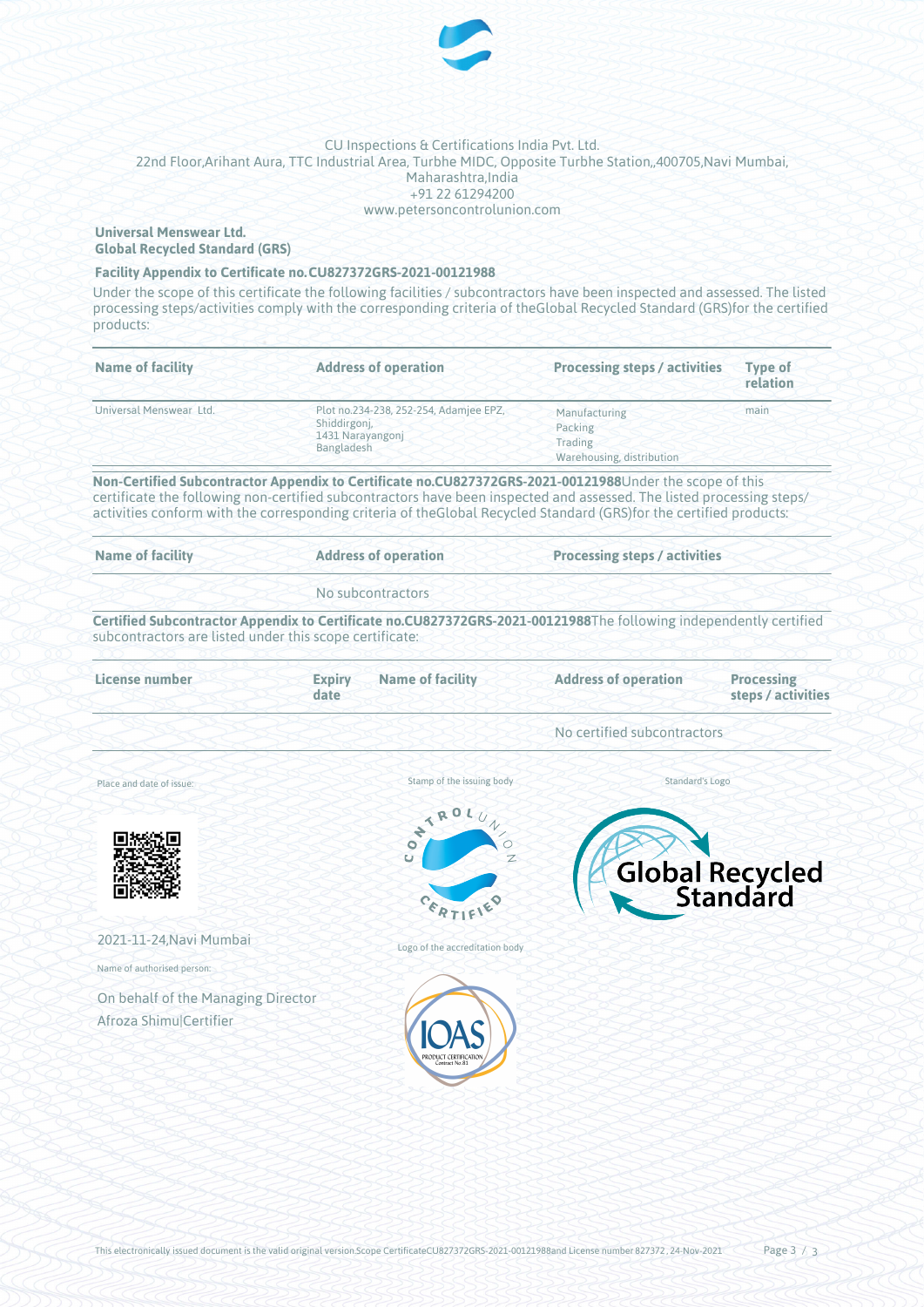CU Inspections & Certifications India Pvt. Ltd.
22nd Floor,Arihant Aura, TTC Industrial Area, Turbhe MIDC, Opposite Turbhe Station,,400705,Navi Mumbai, Maharashtra,India
+91 22 61294200
www.petersoncontrolunion.com

**Universal Menswear Ltd.**
**Global Recycled Standard (GRS)**

**Facility Appendix to Certificate no. CU827372GRS-2021-00121988**

Under the scope of this certificate the following facilities / subcontractors have been inspected and assessed. The listed processing steps/activities comply with the corresponding criteria of theGlobal Recycled Standard (GRS)for the certified products:

| Name of facility | Address of operation | Processing steps / activities | Type of relation |
|---|---|---|---|
| Universal Menswear Ltd. | Plot no.234-238, 252-254, Adamjee EPZ, Shiddirgonj, 1431 Narayangonj Bangladesh | Manufacturing<br>Packing<br>Trading<br>Warehousing, distribution | main |

**Non-Certified Subcontractor Appendix to Certificate no.CU827372GRS-2021-00121988**Under the scope of this certificate the following non-certified subcontractors have been inspected and assessed. The listed processing steps/ activities conform with the corresponding criteria of theGlobal Recycled Standard (GRS)for the certified products:

| Name of facility | Address of operation | Processing steps / activities |
|---|---|---|
| | No subcontractors | |

**Certified Subcontractor Appendix to Certificate no.CU827372GRS-2021-00121988**The following independently certified subcontractors are listed under this scope certificate:

| License number | Expiry date | Name of facility | Address of operation | Processing steps / activities |
|---|---|---|---|---|
| | | | No certified subcontractors | |

Place and date of issue:

2021-11-24,Navi Mumbai

Name of authorised person:

On behalf of the Managing Director
Afroza Shimu|Certifier

Stamp of the issuing body

Logo of the accreditation body

Standard's Logo

This electronically issued document is the valid original version.Scope CertificateCU827372GRS-2021-00121988and License number 827372 , 24-Nov-2021